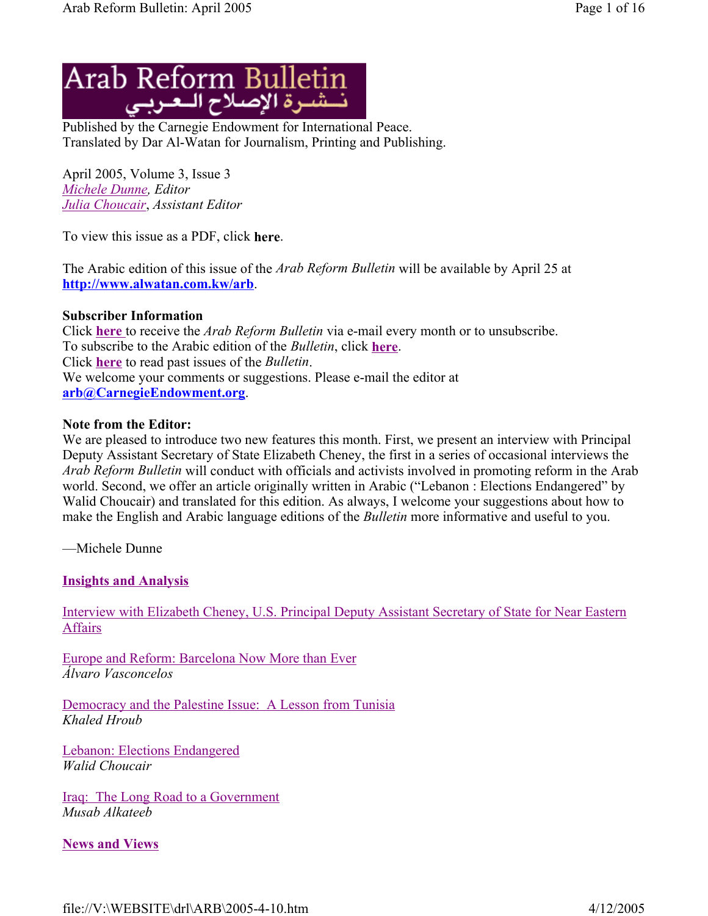# Arab Reform Bulletin

نشرة الإصلاح العربي

Published by the Carnegie Endowment for International Peace.
Translated by Dar Al-Watan for Journalism, Printing and Publishing.

April 2005, Volume 3, Issue 3
*Michele Dunne, Editor*
*Julia Choucair, Assistant Editor*

To view this issue as a PDF, click **here**.

The Arabic edition of this issue of the *Arab Reform Bulletin* will be available by April 25 at **http://www.alwatan.com.kw/arb**.

**Subscriber Information**
Click **here** to receive the *Arab Reform Bulletin* via e-mail every month or to unsubscribe.
To subscribe to the Arabic edition of the *Bulletin*, click **here**.
Click **here** to read past issues of the *Bulletin*.
We welcome your comments or suggestions. Please e-mail the editor at **arb@CarnegieEndowment.org**.

**Note from the Editor:**
We are pleased to introduce two new features this month. First, we present an interview with Principal Deputy Assistant Secretary of State Elizabeth Cheney, the first in a series of occasional interviews the *Arab Reform Bulletin* will conduct with officials and activists involved in promoting reform in the Arab world. Second, we offer an article originally written in Arabic ("Lebanon : Elections Endangered" by Walid Choucair) and translated for this edition. As always, I welcome your suggestions about how to make the English and Arabic language editions of the *Bulletin* more informative and useful to you.

—Michele Dunne

**Insights and Analysis**

Interview with Elizabeth Cheney, U.S. Principal Deputy Assistant Secretary of State for Near Eastern Affairs

Europe and Reform: Barcelona Now More than Ever
*Álvaro Vasconcelos*

Democracy and the Palestine Issue: A Lesson from Tunisia
*Khaled Hroub*

Lebanon: Elections Endangered
*Walid Choucair*

Iraq: The Long Road to a Government
*Musab Alkateeb*

**News and Views**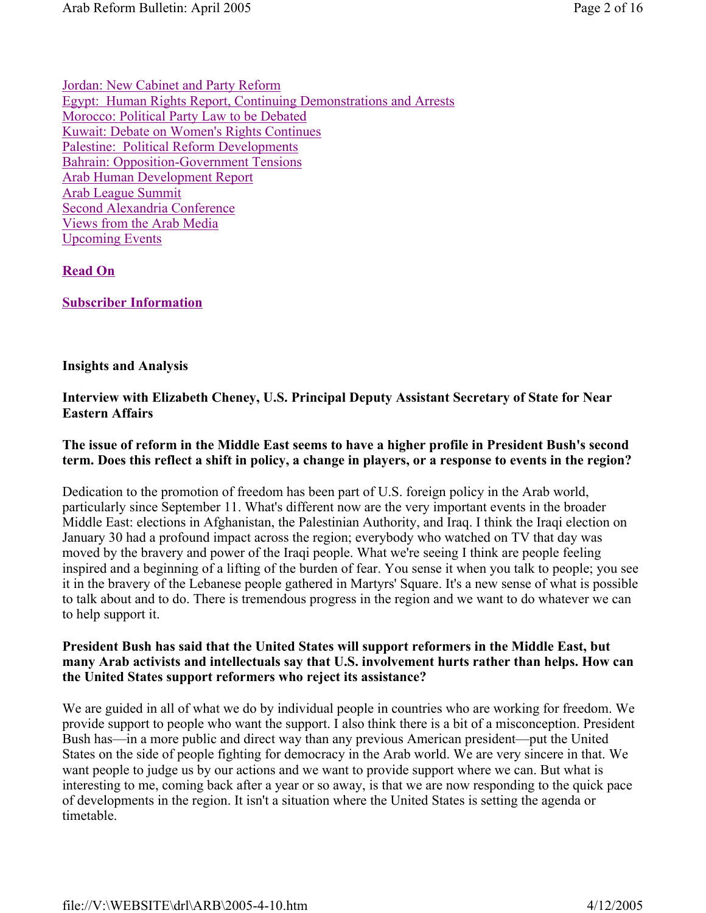Jordan: New Cabinet and Party Reform
Egypt: Human Rights Report, Continuing Demonstrations and Arrests
Morocco: Political Party Law to be Debated
Kuwait: Debate on Women's Rights Continues
Palestine: Political Reform Developments
Bahrain: Opposition-Government Tensions
Arab Human Development Report
Arab League Summit
Second Alexandria Conference
Views from the Arab Media
Upcoming Events

**Read On**

**Subscriber Information**

## Insights and Analysis

### Interview with Elizabeth Cheney, U.S. Principal Deputy Assistant Secretary of State for Near Eastern Affairs

**The issue of reform in the Middle East seems to have a higher profile in President Bush's second term. Does this reflect a shift in policy, a change in players, or a response to events in the region?**

Dedication to the promotion of freedom has been part of U.S. foreign policy in the Arab world, particularly since September 11. What's different now are the very important events in the broader Middle East: elections in Afghanistan, the Palestinian Authority, and Iraq. I think the Iraqi election on January 30 had a profound impact across the region; everybody who watched on TV that day was moved by the bravery and power of the Iraqi people. What we're seeing I think are people feeling inspired and a beginning of a lifting of the burden of fear. You sense it when you talk to people; you see it in the bravery of the Lebanese people gathered in Martyrs' Square. It's a new sense of what is possible to talk about and to do. There is tremendous progress in the region and we want to do whatever we can to help support it.

**President Bush has said that the United States will support reformers in the Middle East, but many Arab activists and intellectuals say that U.S. involvement hurts rather than helps. How can the United States support reformers who reject its assistance?**

We are guided in all of what we do by individual people in countries who are working for freedom. We provide support to people who want the support. I also think there is a bit of a misconception. President Bush has—in a more public and direct way than any previous American president—put the United States on the side of people fighting for democracy in the Arab world. We are very sincere in that. We want people to judge us by our actions and we want to provide support where we can. But what is interesting to me, coming back after a year or so away, is that we are now responding to the quick pace of developments in the region. It isn't a situation where the United States is setting the agenda or timetable.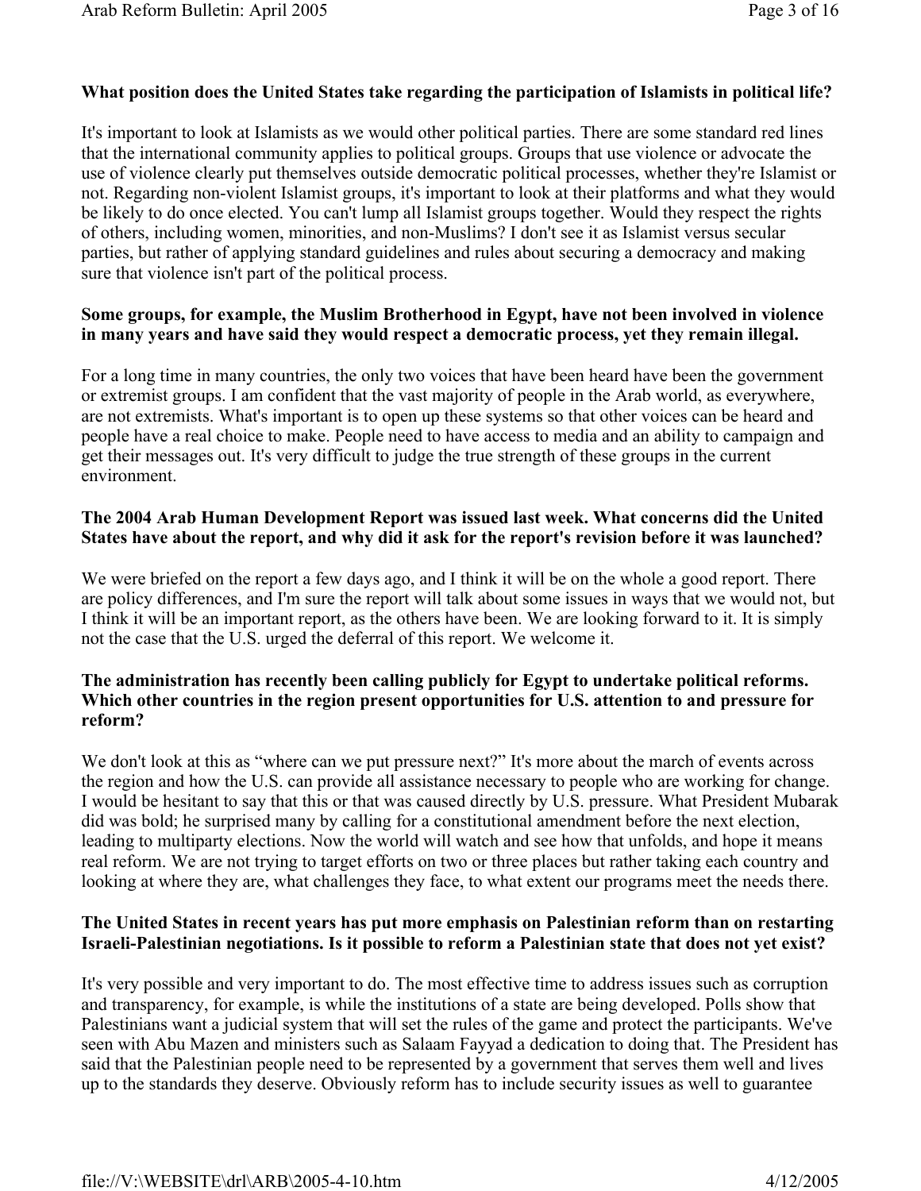**What position does the United States take regarding the participation of Islamists in political life?**

It's important to look at Islamists as we would other political parties. There are some standard red lines that the international community applies to political groups. Groups that use violence or advocate the use of violence clearly put themselves outside democratic political processes, whether they're Islamist or not. Regarding non-violent Islamist groups, it's important to look at their platforms and what they would be likely to do once elected. You can't lump all Islamist groups together. Would they respect the rights of others, including women, minorities, and non-Muslims? I don't see it as Islamist versus secular parties, but rather of applying standard guidelines and rules about securing a democracy and making sure that violence isn't part of the political process.

**Some groups, for example, the Muslim Brotherhood in Egypt, have not been involved in violence in many years and have said they would respect a democratic process, yet they remain illegal.**

For a long time in many countries, the only two voices that have been heard have been the government or extremist groups. I am confident that the vast majority of people in the Arab world, as everywhere, are not extremists. What's important is to open up these systems so that other voices can be heard and people have a real choice to make. People need to have access to media and an ability to campaign and get their messages out. It's very difficult to judge the true strength of these groups in the current environment.

**The 2004 Arab Human Development Report was issued last week. What concerns did the United States have about the report, and why did it ask for the report's revision before it was launched?**

We were briefed on the report a few days ago, and I think it will be on the whole a good report. There are policy differences, and I'm sure the report will talk about some issues in ways that we would not, but I think it will be an important report, as the others have been. We are looking forward to it. It is simply not the case that the U.S. urged the deferral of this report. We welcome it.

**The administration has recently been calling publicly for Egypt to undertake political reforms. Which other countries in the region present opportunities for U.S. attention to and pressure for reform?**

We don't look at this as "where can we put pressure next?" It's more about the march of events across the region and how the U.S. can provide all assistance necessary to people who are working for change. I would be hesitant to say that this or that was caused directly by U.S. pressure. What President Mubarak did was bold; he surprised many by calling for a constitutional amendment before the next election, leading to multiparty elections. Now the world will watch and see how that unfolds, and hope it means real reform. We are not trying to target efforts on two or three places but rather taking each country and looking at where they are, what challenges they face, to what extent our programs meet the needs there.

**The United States in recent years has put more emphasis on Palestinian reform than on restarting Israeli-Palestinian negotiations. Is it possible to reform a Palestinian state that does not yet exist?**

It's very possible and very important to do. The most effective time to address issues such as corruption and transparency, for example, is while the institutions of a state are being developed. Polls show that Palestinians want a judicial system that will set the rules of the game and protect the participants. We've seen with Abu Mazen and ministers such as Salaam Fayyad a dedication to doing that. The President has said that the Palestinian people need to be represented by a government that serves them well and lives up to the standards they deserve. Obviously reform has to include security issues as well to guarantee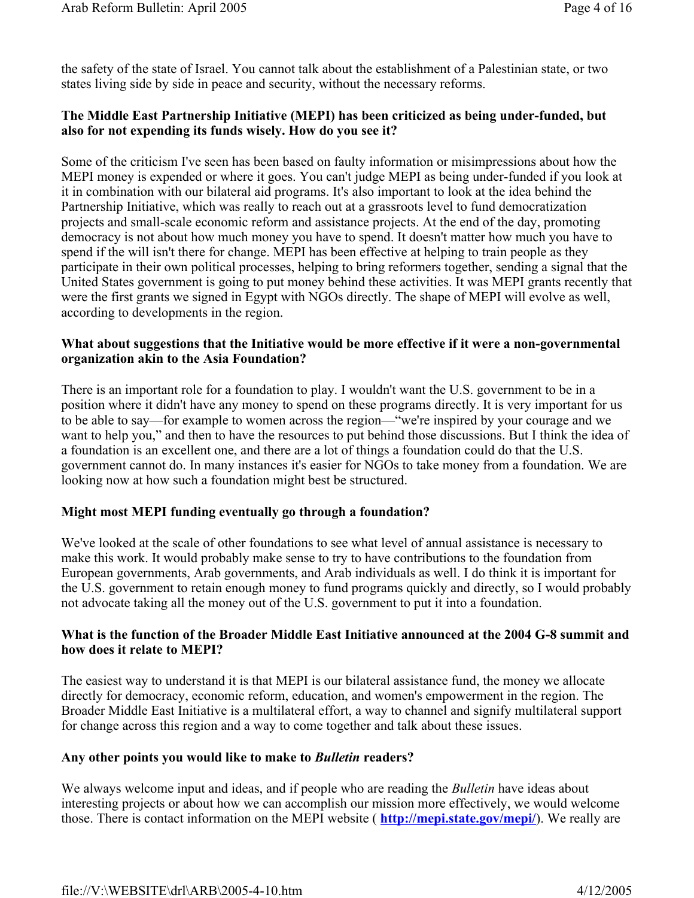the safety of the state of Israel. You cannot talk about the establishment of a Palestinian state, or two states living side by side in peace and security, without the necessary reforms.

**The Middle East Partnership Initiative (MEPI) has been criticized as being under-funded, but also for not expending its funds wisely. How do you see it?**

Some of the criticism I've seen has been based on faulty information or misimpressions about how the MEPI money is expended or where it goes. You can't judge MEPI as being under-funded if you look at it in combination with our bilateral aid programs. It's also important to look at the idea behind the Partnership Initiative, which was really to reach out at a grassroots level to fund democratization projects and small-scale economic reform and assistance projects. At the end of the day, promoting democracy is not about how much money you have to spend. It doesn't matter how much you have to spend if the will isn't there for change. MEPI has been effective at helping to train people as they participate in their own political processes, helping to bring reformers together, sending a signal that the United States government is going to put money behind these activities. It was MEPI grants recently that were the first grants we signed in Egypt with NGOs directly. The shape of MEPI will evolve as well, according to developments in the region.

**What about suggestions that the Initiative would be more effective if it were a non-governmental organization akin to the Asia Foundation?**

There is an important role for a foundation to play. I wouldn't want the U.S. government to be in a position where it didn't have any money to spend on these programs directly. It is very important for us to be able to say—for example to women across the region—"we're inspired by your courage and we want to help you," and then to have the resources to put behind those discussions. But I think the idea of a foundation is an excellent one, and there are a lot of things a foundation could do that the U.S. government cannot do. In many instances it's easier for NGOs to take money from a foundation. We are looking now at how such a foundation might best be structured.

**Might most MEPI funding eventually go through a foundation?**

We've looked at the scale of other foundations to see what level of annual assistance is necessary to make this work. It would probably make sense to try to have contributions to the foundation from European governments, Arab governments, and Arab individuals as well. I do think it is important for the U.S. government to retain enough money to fund programs quickly and directly, so I would probably not advocate taking all the money out of the U.S. government to put it into a foundation.

**What is the function of the Broader Middle East Initiative announced at the 2004 G-8 summit and how does it relate to MEPI?**

The easiest way to understand it is that MEPI is our bilateral assistance fund, the money we allocate directly for democracy, economic reform, education, and women's empowerment in the region. The Broader Middle East Initiative is a multilateral effort, a way to channel and signify multilateral support for change across this region and a way to come together and talk about these issues.

**Any other points you would like to make to *Bulletin* readers?**

We always welcome input and ideas, and if people who are reading the *Bulletin* have ideas about interesting projects or about how we can accomplish our mission more effectively, we would welcome those. There is contact information on the MEPI website ( **http://mepi.state.gov/mepi/**). We really are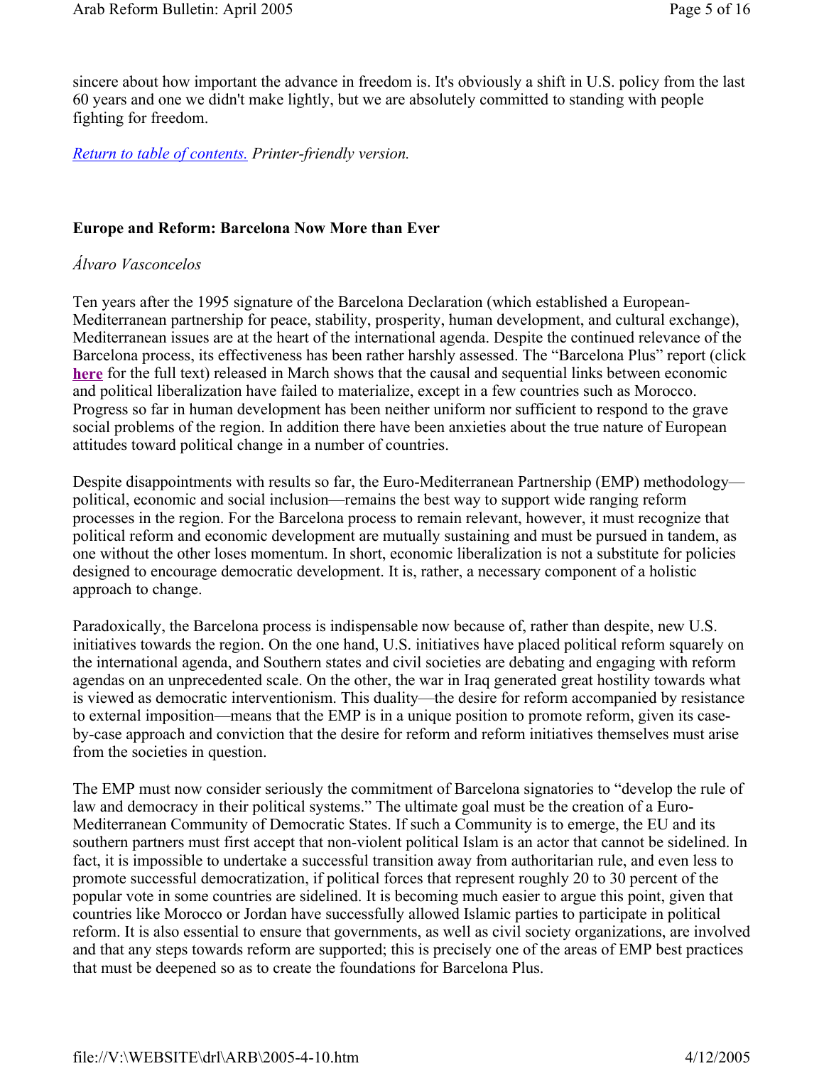sincere about how important the advance in freedom is. It's obviously a shift in U.S. policy from the last 60 years and one we didn't make lightly, but we are absolutely committed to standing with people fighting for freedom.

*Return to table of contents. Printer-friendly version.*

## Europe and Reform: Barcelona Now More than Ever

*Álvaro Vasconcelos*

Ten years after the 1995 signature of the Barcelona Declaration (which established a European-Mediterranean partnership for peace, stability, prosperity, human development, and cultural exchange), Mediterranean issues are at the heart of the international agenda. Despite the continued relevance of the Barcelona process, its effectiveness has been rather harshly assessed. The "Barcelona Plus" report (click **here** for the full text) released in March shows that the causal and sequential links between economic and political liberalization have failed to materialize, except in a few countries such as Morocco. Progress so far in human development has been neither uniform nor sufficient to respond to the grave social problems of the region. In addition there have been anxieties about the true nature of European attitudes toward political change in a number of countries.

Despite disappointments with results so far, the Euro-Mediterranean Partnership (EMP) methodology—political, economic and social inclusion—remains the best way to support wide ranging reform processes in the region. For the Barcelona process to remain relevant, however, it must recognize that political reform and economic development are mutually sustaining and must be pursued in tandem, as one without the other loses momentum. In short, economic liberalization is not a substitute for policies designed to encourage democratic development. It is, rather, a necessary component of a holistic approach to change.

Paradoxically, the Barcelona process is indispensable now because of, rather than despite, new U.S. initiatives towards the region. On the one hand, U.S. initiatives have placed political reform squarely on the international agenda, and Southern states and civil societies are debating and engaging with reform agendas on an unprecedented scale. On the other, the war in Iraq generated great hostility towards what is viewed as democratic interventionism. This duality—the desire for reform accompanied by resistance to external imposition—means that the EMP is in a unique position to promote reform, given its case-by-case approach and conviction that the desire for reform and reform initiatives themselves must arise from the societies in question.

The EMP must now consider seriously the commitment of Barcelona signatories to "develop the rule of law and democracy in their political systems." The ultimate goal must be the creation of a Euro-Mediterranean Community of Democratic States. If such a Community is to emerge, the EU and its southern partners must first accept that non-violent political Islam is an actor that cannot be sidelined. In fact, it is impossible to undertake a successful transition away from authoritarian rule, and even less to promote successful democratization, if political forces that represent roughly 20 to 30 percent of the popular vote in some countries are sidelined. It is becoming much easier to argue this point, given that countries like Morocco or Jordan have successfully allowed Islamic parties to participate in political reform. It is also essential to ensure that governments, as well as civil society organizations, are involved and that any steps towards reform are supported; this is precisely one of the areas of EMP best practices that must be deepened so as to create the foundations for Barcelona Plus.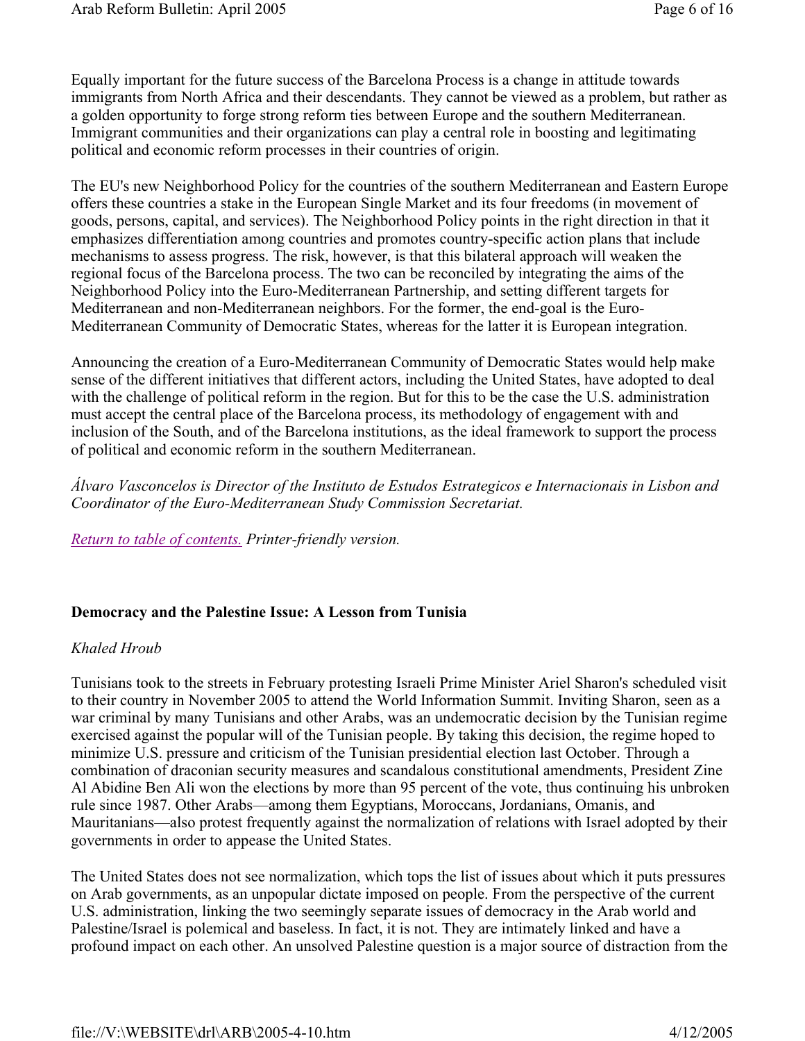Equally important for the future success of the Barcelona Process is a change in attitude towards immigrants from North Africa and their descendants. They cannot be viewed as a problem, but rather as a golden opportunity to forge strong reform ties between Europe and the southern Mediterranean. Immigrant communities and their organizations can play a central role in boosting and legitimating political and economic reform processes in their countries of origin.

The EU's new Neighborhood Policy for the countries of the southern Mediterranean and Eastern Europe offers these countries a stake in the European Single Market and its four freedoms (in movement of goods, persons, capital, and services). The Neighborhood Policy points in the right direction in that it emphasizes differentiation among countries and promotes country-specific action plans that include mechanisms to assess progress. The risk, however, is that this bilateral approach will weaken the regional focus of the Barcelona process. The two can be reconciled by integrating the aims of the Neighborhood Policy into the Euro-Mediterranean Partnership, and setting different targets for Mediterranean and non-Mediterranean neighbors. For the former, the end-goal is the Euro-Mediterranean Community of Democratic States, whereas for the latter it is European integration.

Announcing the creation of a Euro-Mediterranean Community of Democratic States would help make sense of the different initiatives that different actors, including the United States, have adopted to deal with the challenge of political reform in the region. But for this to be the case the U.S. administration must accept the central place of the Barcelona process, its methodology of engagement with and inclusion of the South, and of the Barcelona institutions, as the ideal framework to support the process of political and economic reform in the southern Mediterranean.

*Álvaro Vasconcelos is Director of the Instituto de Estudos Estrategicos e Internacionais in Lisbon and Coordinator of the Euro-Mediterranean Study Commission Secretariat.*

*Return to table of contents. Printer-friendly version.*

**Democracy and the Palestine Issue: A Lesson from Tunisia**

*Khaled Hroub*

Tunisians took to the streets in February protesting Israeli Prime Minister Ariel Sharon's scheduled visit to their country in November 2005 to attend the World Information Summit. Inviting Sharon, seen as a war criminal by many Tunisians and other Arabs, was an undemocratic decision by the Tunisian regime exercised against the popular will of the Tunisian people. By taking this decision, the regime hoped to minimize U.S. pressure and criticism of the Tunisian presidential election last October. Through a combination of draconian security measures and scandalous constitutional amendments, President Zine Al Abidine Ben Ali won the elections by more than 95 percent of the vote, thus continuing his unbroken rule since 1987. Other Arabs—among them Egyptians, Moroccans, Jordanians, Omanis, and Mauritanians—also protest frequently against the normalization of relations with Israel adopted by their governments in order to appease the United States.

The United States does not see normalization, which tops the list of issues about which it puts pressures on Arab governments, as an unpopular dictate imposed on people. From the perspective of the current U.S. administration, linking the two seemingly separate issues of democracy in the Arab world and Palestine/Israel is polemical and baseless. In fact, it is not. They are intimately linked and have a profound impact on each other. An unsolved Palestine question is a major source of distraction from the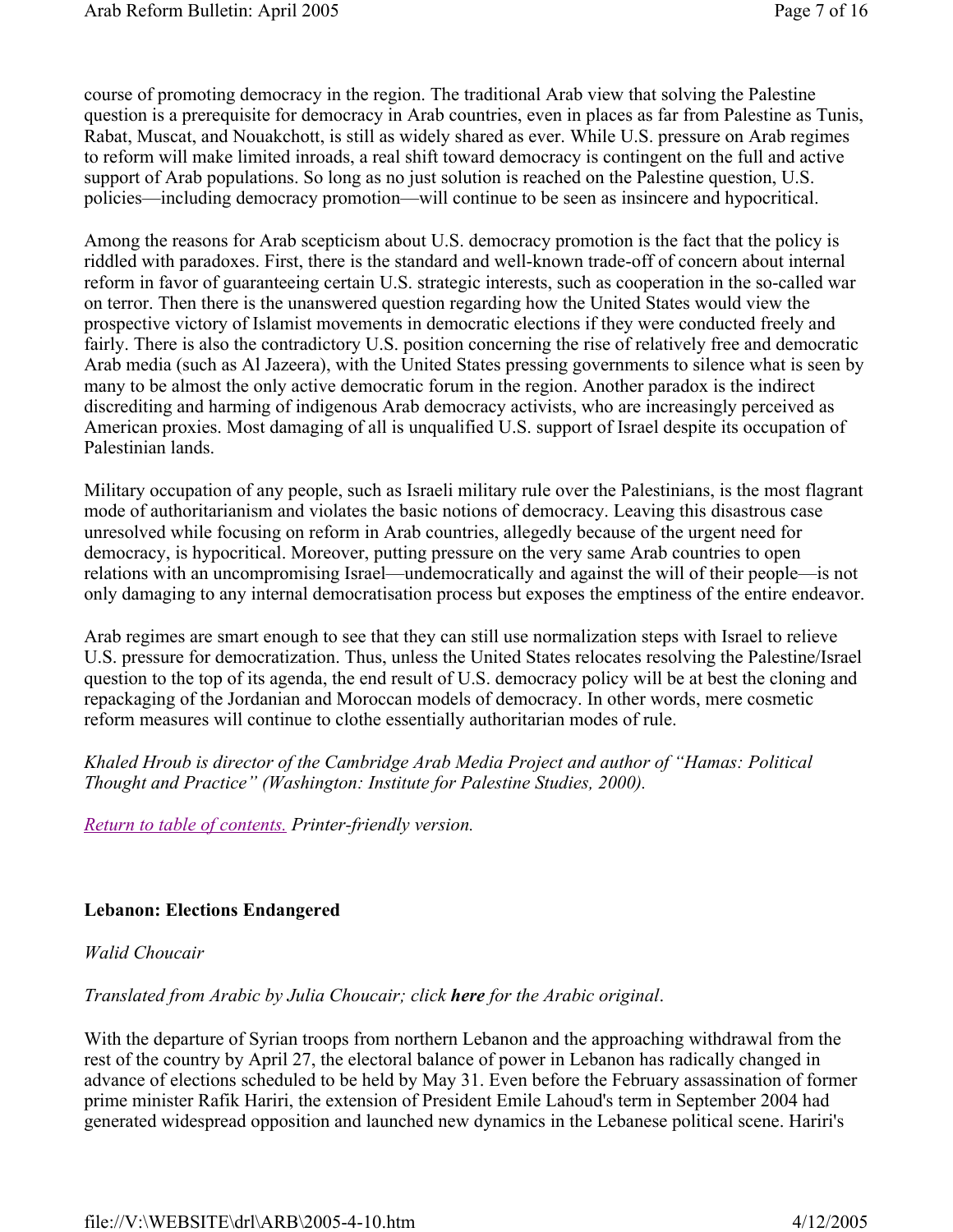course of promoting democracy in the region. The traditional Arab view that solving the Palestine question is a prerequisite for democracy in Arab countries, even in places as far from Palestine as Tunis, Rabat, Muscat, and Nouakchott, is still as widely shared as ever. While U.S. pressure on Arab regimes to reform will make limited inroads, a real shift toward democracy is contingent on the full and active support of Arab populations. So long as no just solution is reached on the Palestine question, U.S. policies—including democracy promotion—will continue to be seen as insincere and hypocritical.

Among the reasons for Arab scepticism about U.S. democracy promotion is the fact that the policy is riddled with paradoxes. First, there is the standard and well-known trade-off of concern about internal reform in favor of guaranteeing certain U.S. strategic interests, such as cooperation in the so-called war on terror. Then there is the unanswered question regarding how the United States would view the prospective victory of Islamist movements in democratic elections if they were conducted freely and fairly. There is also the contradictory U.S. position concerning the rise of relatively free and democratic Arab media (such as Al Jazeera), with the United States pressing governments to silence what is seen by many to be almost the only active democratic forum in the region. Another paradox is the indirect discrediting and harming of indigenous Arab democracy activists, who are increasingly perceived as American proxies. Most damaging of all is unqualified U.S. support of Israel despite its occupation of Palestinian lands.

Military occupation of any people, such as Israeli military rule over the Palestinians, is the most flagrant mode of authoritarianism and violates the basic notions of democracy. Leaving this disastrous case unresolved while focusing on reform in Arab countries, allegedly because of the urgent need for democracy, is hypocritical. Moreover, putting pressure on the very same Arab countries to open relations with an uncompromising Israel—undemocratically and against the will of their people—is not only damaging to any internal democratisation process but exposes the emptiness of the entire endeavor.

Arab regimes are smart enough to see that they can still use normalization steps with Israel to relieve U.S. pressure for democratization. Thus, unless the United States relocates resolving the Palestine/Israel question to the top of its agenda, the end result of U.S. democracy policy will be at best the cloning and repackaging of the Jordanian and Moroccan models of democracy. In other words, mere cosmetic reform measures will continue to clothe essentially authoritarian modes of rule.

*Khaled Hroub is director of the Cambridge Arab Media Project and author of "Hamas: Political Thought and Practice" (Washington: Institute for Palestine Studies, 2000).*

Return to table of contents. *Printer-friendly version.*

### Lebanon: Elections Endangered

*Walid Choucair*

*Translated from Arabic by Julia Choucair; click **here** for the Arabic original.*

With the departure of Syrian troops from northern Lebanon and the approaching withdrawal from the rest of the country by April 27, the electoral balance of power in Lebanon has radically changed in advance of elections scheduled to be held by May 31. Even before the February assassination of former prime minister Rafik Hariri, the extension of President Emile Lahoud's term in September 2004 had generated widespread opposition and launched new dynamics in the Lebanese political scene. Hariri's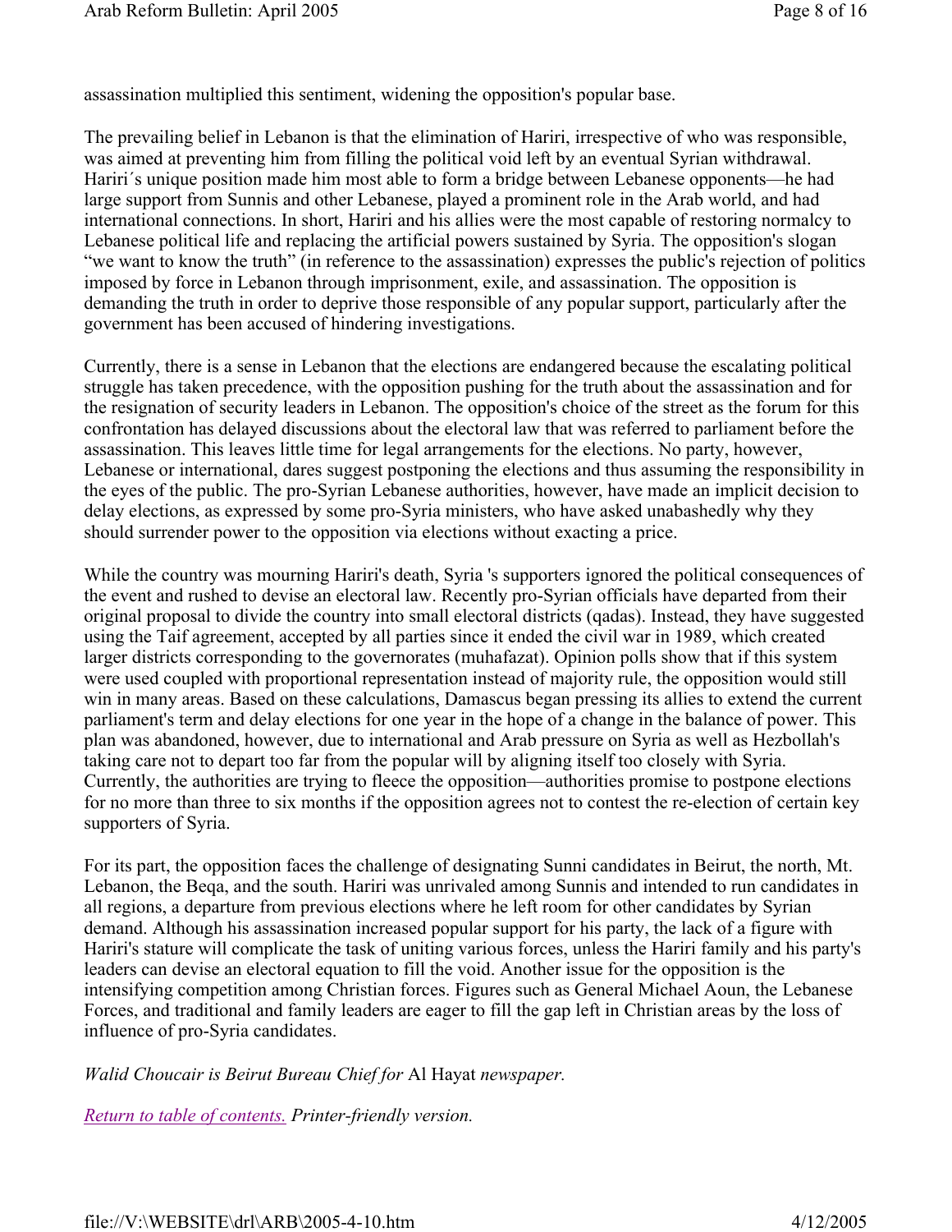assassination multiplied this sentiment, widening the opposition's popular base.

The prevailing belief in Lebanon is that the elimination of Hariri, irrespective of who was responsible, was aimed at preventing him from filling the political void left by an eventual Syrian withdrawal. Hariri´s unique position made him most able to form a bridge between Lebanese opponents—he had large support from Sunnis and other Lebanese, played a prominent role in the Arab world, and had international connections. In short, Hariri and his allies were the most capable of restoring normalcy to Lebanese political life and replacing the artificial powers sustained by Syria. The opposition's slogan "we want to know the truth" (in reference to the assassination) expresses the public's rejection of politics imposed by force in Lebanon through imprisonment, exile, and assassination. The opposition is demanding the truth in order to deprive those responsible of any popular support, particularly after the government has been accused of hindering investigations.

Currently, there is a sense in Lebanon that the elections are endangered because the escalating political struggle has taken precedence, with the opposition pushing for the truth about the assassination and for the resignation of security leaders in Lebanon. The opposition's choice of the street as the forum for this confrontation has delayed discussions about the electoral law that was referred to parliament before the assassination. This leaves little time for legal arrangements for the elections. No party, however, Lebanese or international, dares suggest postponing the elections and thus assuming the responsibility in the eyes of the public. The pro-Syrian Lebanese authorities, however, have made an implicit decision to delay elections, as expressed by some pro-Syria ministers, who have asked unabashedly why they should surrender power to the opposition via elections without exacting a price.

While the country was mourning Hariri's death, Syria 's supporters ignored the political consequences of the event and rushed to devise an electoral law. Recently pro-Syrian officials have departed from their original proposal to divide the country into small electoral districts (qadas). Instead, they have suggested using the Taif agreement, accepted by all parties since it ended the civil war in 1989, which created larger districts corresponding to the governorates (muhafazat). Opinion polls show that if this system were used coupled with proportional representation instead of majority rule, the opposition would still win in many areas. Based on these calculations, Damascus began pressing its allies to extend the current parliament's term and delay elections for one year in the hope of a change in the balance of power. This plan was abandoned, however, due to international and Arab pressure on Syria as well as Hezbollah's taking care not to depart too far from the popular will by aligning itself too closely with Syria. Currently, the authorities are trying to fleece the opposition—authorities promise to postpone elections for no more than three to six months if the opposition agrees not to contest the re-election of certain key supporters of Syria.

For its part, the opposition faces the challenge of designating Sunni candidates in Beirut, the north, Mt. Lebanon, the Beqa, and the south. Hariri was unrivaled among Sunnis and intended to run candidates in all regions, a departure from previous elections where he left room for other candidates by Syrian demand. Although his assassination increased popular support for his party, the lack of a figure with Hariri's stature will complicate the task of uniting various forces, unless the Hariri family and his party's leaders can devise an electoral equation to fill the void. Another issue for the opposition is the intensifying competition among Christian forces. Figures such as General Michael Aoun, the Lebanese Forces, and traditional and family leaders are eager to fill the gap left in Christian areas by the loss of influence of pro-Syria candidates.

*Walid Choucair is Beirut Bureau Chief for* Al Hayat *newspaper.*

*Return to table of contents. Printer-friendly version.*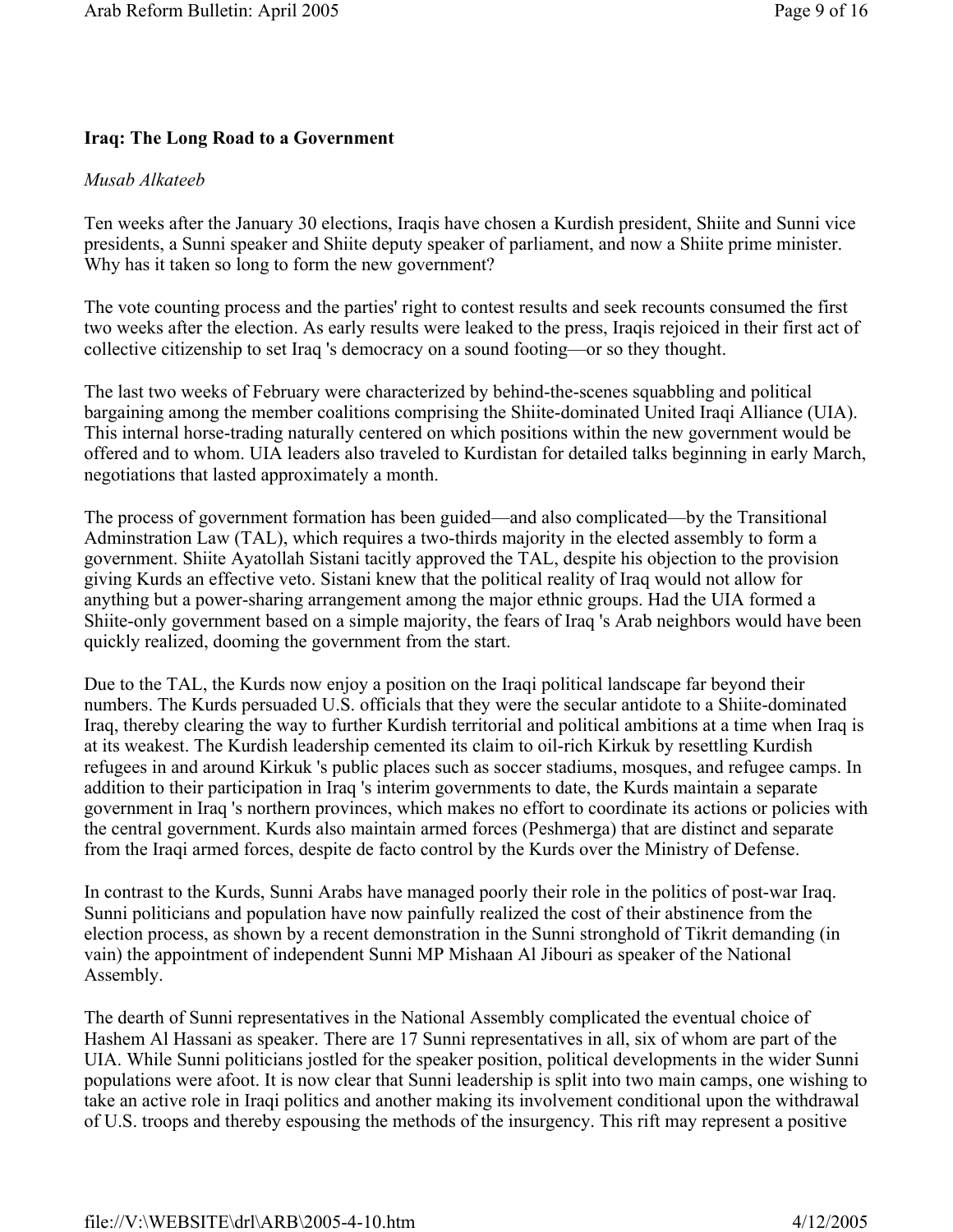**Iraq: The Long Road to a Government**

*Musab Alkateeb*

Ten weeks after the January 30 elections, Iraqis have chosen a Kurdish president, Shiite and Sunni vice presidents, a Sunni speaker and Shiite deputy speaker of parliament, and now a Shiite prime minister. Why has it taken so long to form the new government?

The vote counting process and the parties' right to contest results and seek recounts consumed the first two weeks after the election. As early results were leaked to the press, Iraqis rejoiced in their first act of collective citizenship to set Iraq 's democracy on a sound footing—or so they thought.

The last two weeks of February were characterized by behind-the-scenes squabbling and political bargaining among the member coalitions comprising the Shiite-dominated United Iraqi Alliance (UIA). This internal horse-trading naturally centered on which positions within the new government would be offered and to whom. UIA leaders also traveled to Kurdistan for detailed talks beginning in early March, negotiations that lasted approximately a month.

The process of government formation has been guided—and also complicated—by the Transitional Adminstration Law (TAL), which requires a two-thirds majority in the elected assembly to form a government. Shiite Ayatollah Sistani tacitly approved the TAL, despite his objection to the provision giving Kurds an effective veto. Sistani knew that the political reality of Iraq would not allow for anything but a power-sharing arrangement among the major ethnic groups. Had the UIA formed a Shiite-only government based on a simple majority, the fears of Iraq 's Arab neighbors would have been quickly realized, dooming the government from the start.

Due to the TAL, the Kurds now enjoy a position on the Iraqi political landscape far beyond their numbers. The Kurds persuaded U.S. officials that they were the secular antidote to a Shiite-dominated Iraq, thereby clearing the way to further Kurdish territorial and political ambitions at a time when Iraq is at its weakest. The Kurdish leadership cemented its claim to oil-rich Kirkuk by resettling Kurdish refugees in and around Kirkuk 's public places such as soccer stadiums, mosques, and refugee camps. In addition to their participation in Iraq 's interim governments to date, the Kurds maintain a separate government in Iraq 's northern provinces, which makes no effort to coordinate its actions or policies with the central government. Kurds also maintain armed forces (Peshmerga) that are distinct and separate from the Iraqi armed forces, despite de facto control by the Kurds over the Ministry of Defense.

In contrast to the Kurds, Sunni Arabs have managed poorly their role in the politics of post-war Iraq. Sunni politicians and population have now painfully realized the cost of their abstinence from the election process, as shown by a recent demonstration in the Sunni stronghold of Tikrit demanding (in vain) the appointment of independent Sunni MP Mishaan Al Jibouri as speaker of the National Assembly.

The dearth of Sunni representatives in the National Assembly complicated the eventual choice of Hashem Al Hassani as speaker. There are 17 Sunni representatives in all, six of whom are part of the UIA. While Sunni politicians jostled for the speaker position, political developments in the wider Sunni populations were afoot. It is now clear that Sunni leadership is split into two main camps, one wishing to take an active role in Iraqi politics and another making its involvement conditional upon the withdrawal of U.S. troops and thereby espousing the methods of the insurgency. This rift may represent a positive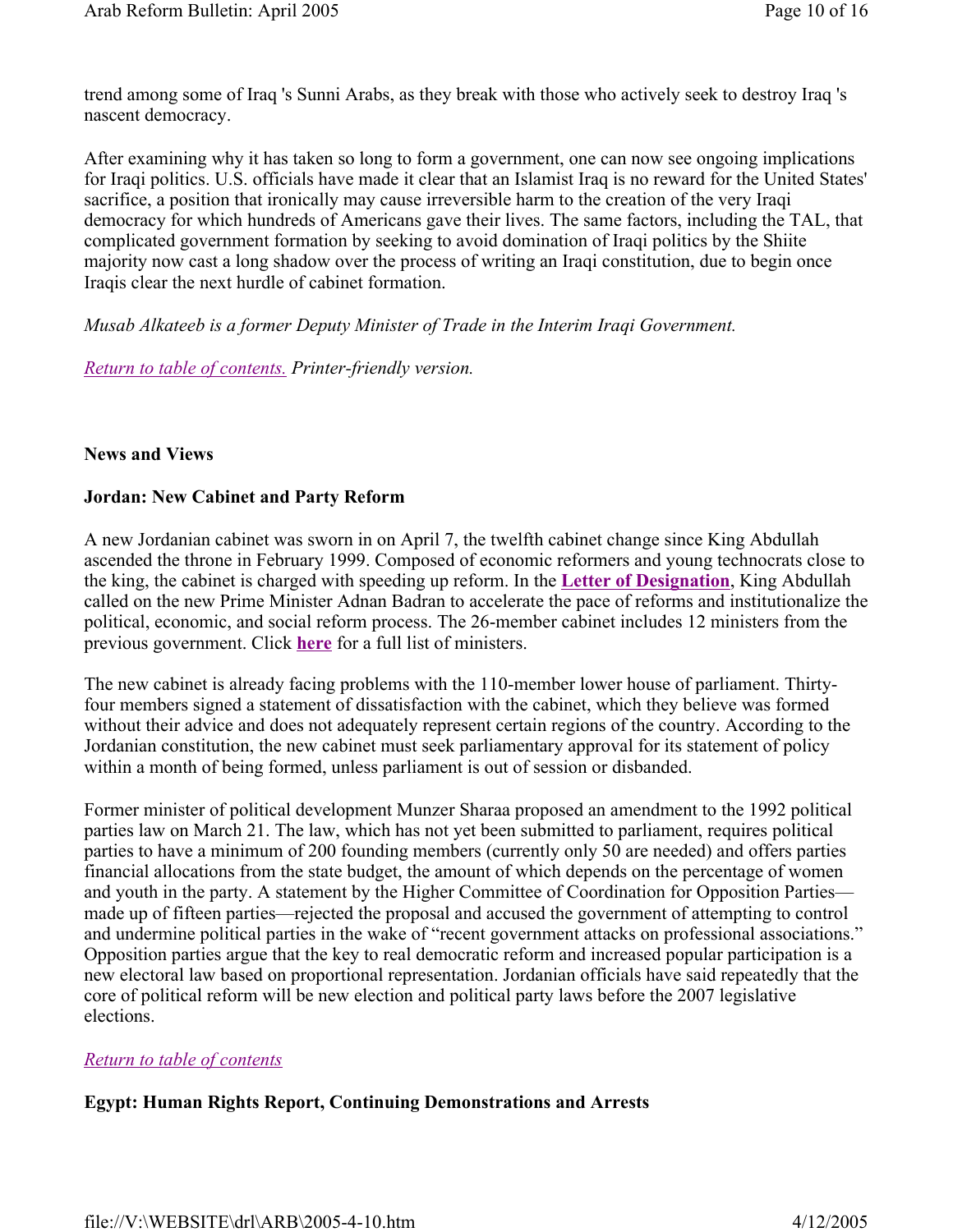trend among some of Iraq 's Sunni Arabs, as they break with those who actively seek to destroy Iraq 's nascent democracy.

After examining why it has taken so long to form a government, one can now see ongoing implications for Iraqi politics. U.S. officials have made it clear that an Islamist Iraq is no reward for the United States' sacrifice, a position that ironically may cause irreversible harm to the creation of the very Iraqi democracy for which hundreds of Americans gave their lives. The same factors, including the TAL, that complicated government formation by seeking to avoid domination of Iraqi politics by the Shiite majority now cast a long shadow over the process of writing an Iraqi constitution, due to begin once Iraqis clear the next hurdle of cabinet formation.

*Musab Alkateeb is a former Deputy Minister of Trade in the Interim Iraqi Government.*

*Return to table of contents. Printer-friendly version.*

**News and Views**

**Jordan: New Cabinet and Party Reform**

A new Jordanian cabinet was sworn in on April 7, the twelfth cabinet change since King Abdullah ascended the throne in February 1999. Composed of economic reformers and young technocrats close to the king, the cabinet is charged with speeding up reform. In the **Letter of Designation**, King Abdullah called on the new Prime Minister Adnan Badran to accelerate the pace of reforms and institutionalize the political, economic, and social reform process. The 26-member cabinet includes 12 ministers from the previous government. Click **here** for a full list of ministers.

The new cabinet is already facing problems with the 110-member lower house of parliament. Thirty-four members signed a statement of dissatisfaction with the cabinet, which they believe was formed without their advice and does not adequately represent certain regions of the country. According to the Jordanian constitution, the new cabinet must seek parliamentary approval for its statement of policy within a month of being formed, unless parliament is out of session or disbanded.

Former minister of political development Munzer Sharaa proposed an amendment to the 1992 political parties law on March 21. The law, which has not yet been submitted to parliament, requires political parties to have a minimum of 200 founding members (currently only 50 are needed) and offers parties financial allocations from the state budget, the amount of which depends on the percentage of women and youth in the party. A statement by the Higher Committee of Coordination for Opposition Parties—made up of fifteen parties—rejected the proposal and accused the government of attempting to control and undermine political parties in the wake of "recent government attacks on professional associations." Opposition parties argue that the key to real democratic reform and increased popular participation is a new electoral law based on proportional representation. Jordanian officials have said repeatedly that the core of political reform will be new election and political party laws before the 2007 legislative elections.

*Return to table of contents*

**Egypt: Human Rights Report, Continuing Demonstrations and Arrests**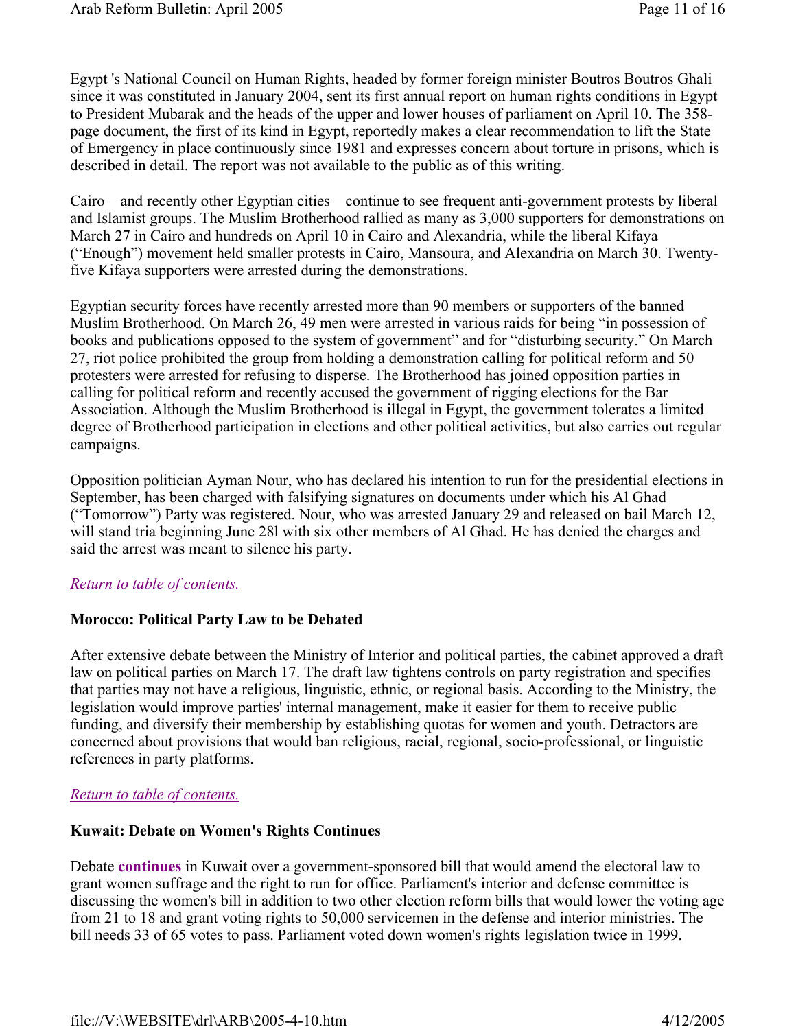Egypt 's National Council on Human Rights, headed by former foreign minister Boutros Boutros Ghali since it was constituted in January 2004, sent its first annual report on human rights conditions in Egypt to President Mubarak and the heads of the upper and lower houses of parliament on April 10. The 358-page document, the first of its kind in Egypt, reportedly makes a clear recommendation to lift the State of Emergency in place continuously since 1981 and expresses concern about torture in prisons, which is described in detail. The report was not available to the public as of this writing.

Cairo—and recently other Egyptian cities—continue to see frequent anti-government protests by liberal and Islamist groups. The Muslim Brotherhood rallied as many as 3,000 supporters for demonstrations on March 27 in Cairo and hundreds on April 10 in Cairo and Alexandria, while the liberal Kifaya ("Enough") movement held smaller protests in Cairo, Mansoura, and Alexandria on March 30. Twenty-five Kifaya supporters were arrested during the demonstrations.

Egyptian security forces have recently arrested more than 90 members or supporters of the banned Muslim Brotherhood. On March 26, 49 men were arrested in various raids for being "in possession of books and publications opposed to the system of government" and for "disturbing security." On March 27, riot police prohibited the group from holding a demonstration calling for political reform and 50 protesters were arrested for refusing to disperse. The Brotherhood has joined opposition parties in calling for political reform and recently accused the government of rigging elections for the Bar Association. Although the Muslim Brotherhood is illegal in Egypt, the government tolerates a limited degree of Brotherhood participation in elections and other political activities, but also carries out regular campaigns.

Opposition politician Ayman Nour, who has declared his intention to run for the presidential elections in September, has been charged with falsifying signatures on documents under which his Al Ghad ("Tomorrow") Party was registered. Nour, who was arrested January 29 and released on bail March 12, will stand tria beginning June 28l with six other members of Al Ghad. He has denied the charges and said the arrest was meant to silence his party.

*Return to table of contents.*

**Morocco: Political Party Law to be Debated**

After extensive debate between the Ministry of Interior and political parties, the cabinet approved a draft law on political parties on March 17. The draft law tightens controls on party registration and specifies that parties may not have a religious, linguistic, ethnic, or regional basis. According to the Ministry, the legislation would improve parties' internal management, make it easier for them to receive public funding, and diversify their membership by establishing quotas for women and youth. Detractors are concerned about provisions that would ban religious, racial, regional, socio-professional, or linguistic references in party platforms.

*Return to table of contents.*

**Kuwait: Debate on Women's Rights Continues**

Debate **continues** in Kuwait over a government-sponsored bill that would amend the electoral law to grant women suffrage and the right to run for office. Parliament's interior and defense committee is discussing the women's bill in addition to two other election reform bills that would lower the voting age from 21 to 18 and grant voting rights to 50,000 servicemen in the defense and interior ministries. The bill needs 33 of 65 votes to pass. Parliament voted down women's rights legislation twice in 1999.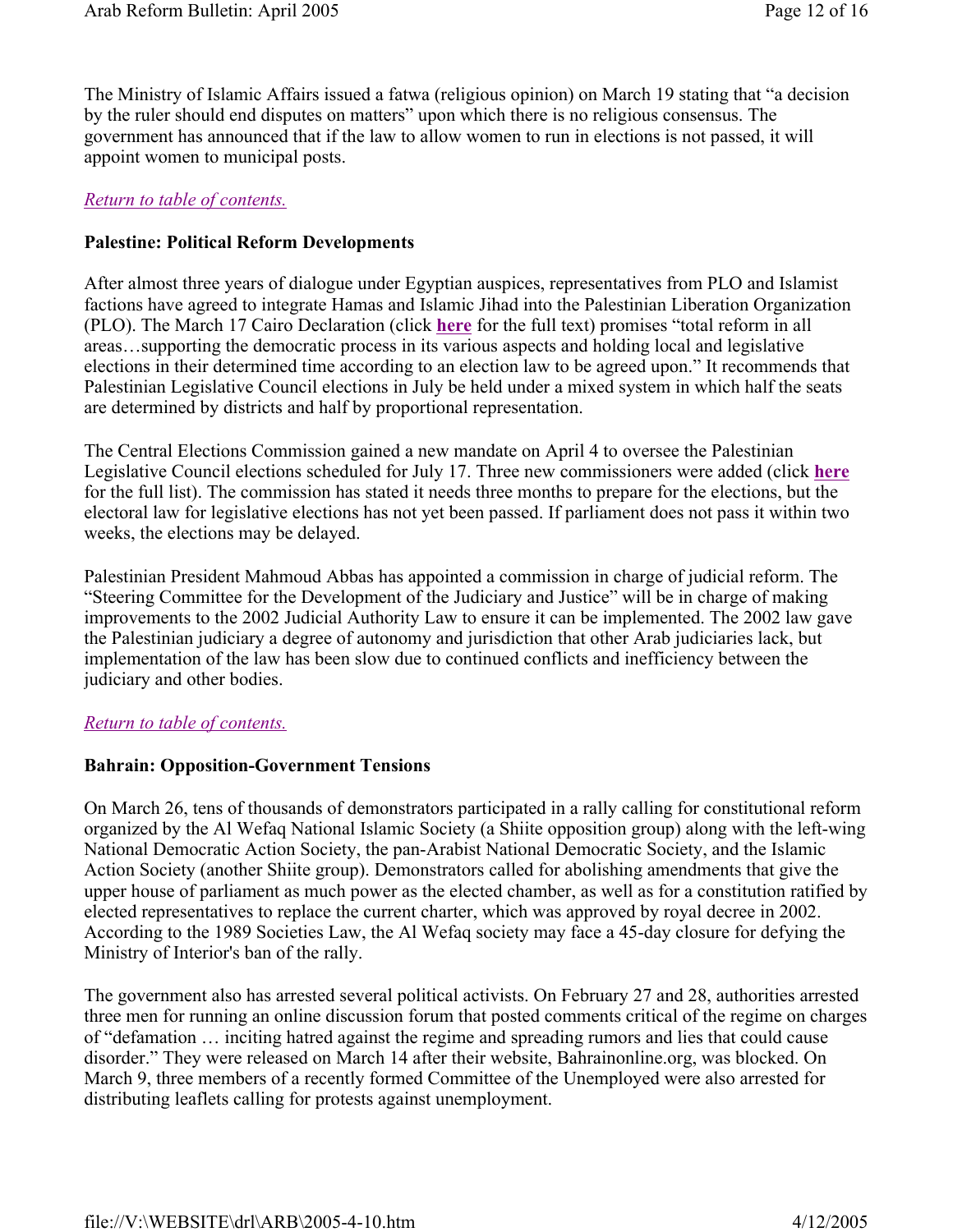The Ministry of Islamic Affairs issued a fatwa (religious opinion) on March 19 stating that "a decision by the ruler should end disputes on matters" upon which there is no religious consensus. The government has announced that if the law to allow women to run in elections is not passed, it will appoint women to municipal posts.

*Return to table of contents.*

**Palestine: Political Reform Developments**

After almost three years of dialogue under Egyptian auspices, representatives from PLO and Islamist factions have agreed to integrate Hamas and Islamic Jihad into the Palestinian Liberation Organization (PLO). The March 17 Cairo Declaration (click **here** for the full text) promises "total reform in all areas…supporting the democratic process in its various aspects and holding local and legislative elections in their determined time according to an election law to be agreed upon." It recommends that Palestinian Legislative Council elections in July be held under a mixed system in which half the seats are determined by districts and half by proportional representation.

The Central Elections Commission gained a new mandate on April 4 to oversee the Palestinian Legislative Council elections scheduled for July 17. Three new commissioners were added (click **here** for the full list). The commission has stated it needs three months to prepare for the elections, but the electoral law for legislative elections has not yet been passed. If parliament does not pass it within two weeks, the elections may be delayed.

Palestinian President Mahmoud Abbas has appointed a commission in charge of judicial reform. The "Steering Committee for the Development of the Judiciary and Justice" will be in charge of making improvements to the 2002 Judicial Authority Law to ensure it can be implemented. The 2002 law gave the Palestinian judiciary a degree of autonomy and jurisdiction that other Arab judiciaries lack, but implementation of the law has been slow due to continued conflicts and inefficiency between the judiciary and other bodies.

*Return to table of contents.*

**Bahrain: Opposition-Government Tensions**

On March 26, tens of thousands of demonstrators participated in a rally calling for constitutional reform organized by the Al Wefaq National Islamic Society (a Shiite opposition group) along with the left-wing National Democratic Action Society, the pan-Arabist National Democratic Society, and the Islamic Action Society (another Shiite group). Demonstrators called for abolishing amendments that give the upper house of parliament as much power as the elected chamber, as well as for a constitution ratified by elected representatives to replace the current charter, which was approved by royal decree in 2002. According to the 1989 Societies Law, the Al Wefaq society may face a 45-day closure for defying the Ministry of Interior's ban of the rally.

The government also has arrested several political activists. On February 27 and 28, authorities arrested three men for running an online discussion forum that posted comments critical of the regime on charges of "defamation … inciting hatred against the regime and spreading rumors and lies that could cause disorder." They were released on March 14 after their website, Bahrainonline.org, was blocked. On March 9, three members of a recently formed Committee of the Unemployed were also arrested for distributing leaflets calling for protests against unemployment.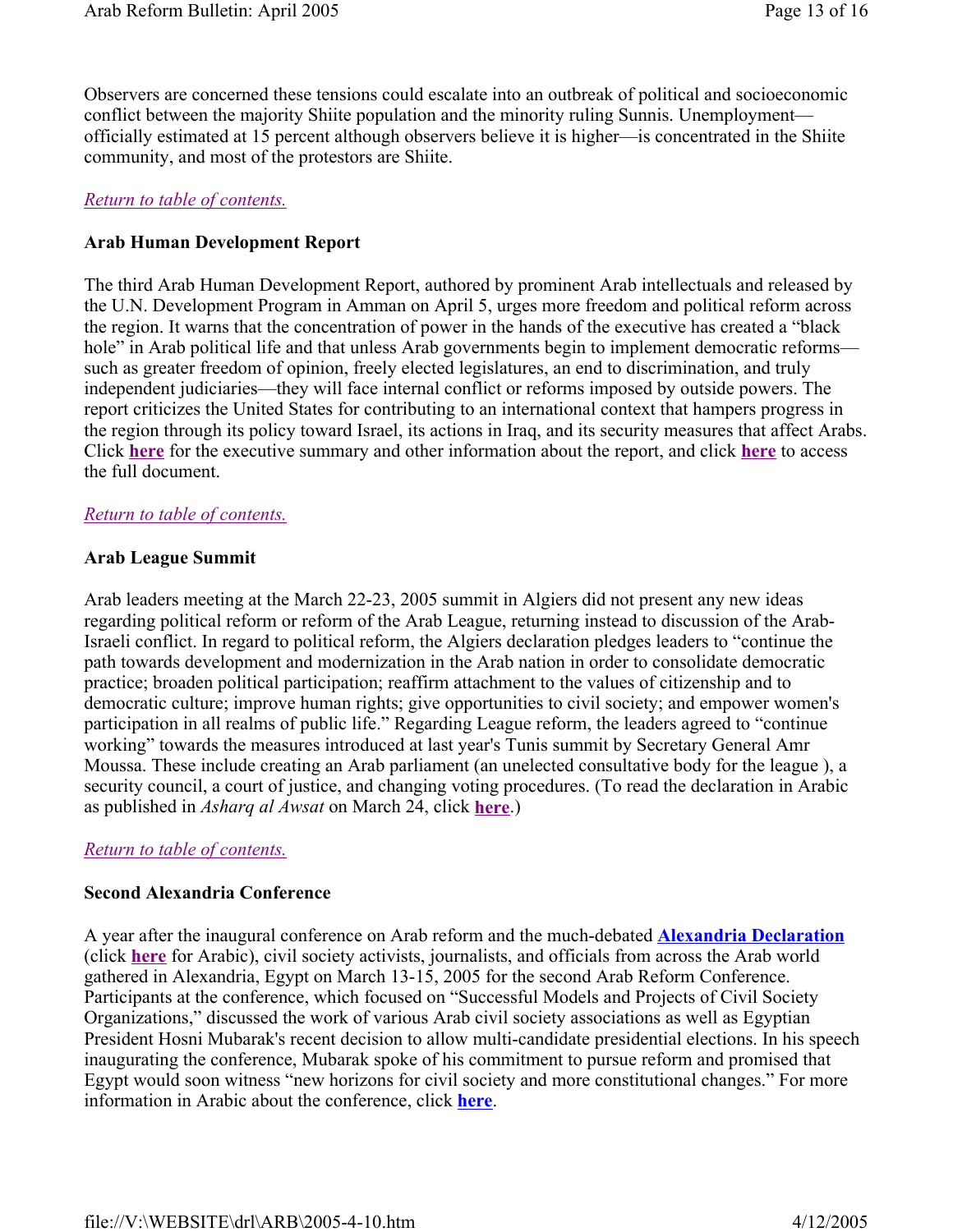Observers are concerned these tensions could escalate into an outbreak of political and socioeconomic conflict between the majority Shiite population and the minority ruling Sunnis. Unemployment—officially estimated at 15 percent although observers believe it is higher—is concentrated in the Shiite community, and most of the protestors are Shiite.

*Return to table of contents.*

**Arab Human Development Report**

The third Arab Human Development Report, authored by prominent Arab intellectuals and released by the U.N. Development Program in Amman on April 5, urges more freedom and political reform across the region. It warns that the concentration of power in the hands of the executive has created a "black hole" in Arab political life and that unless Arab governments begin to implement democratic reforms—such as greater freedom of opinion, freely elected legislatures, an end to discrimination, and truly independent judiciaries—they will face internal conflict or reforms imposed by outside powers. The report criticizes the United States for contributing to an international context that hampers progress in the region through its policy toward Israel, its actions in Iraq, and its security measures that affect Arabs. Click **here** for the executive summary and other information about the report, and click **here** to access the full document.

*Return to table of contents.*

**Arab League Summit**

Arab leaders meeting at the March 22-23, 2005 summit in Algiers did not present any new ideas regarding political reform or reform of the Arab League, returning instead to discussion of the Arab-Israeli conflict. In regard to political reform, the Algiers declaration pledges leaders to "continue the path towards development and modernization in the Arab nation in order to consolidate democratic practice; broaden political participation; reaffirm attachment to the values of citizenship and to democratic culture; improve human rights; give opportunities to civil society; and empower women's participation in all realms of public life." Regarding League reform, the leaders agreed to "continue working" towards the measures introduced at last year's Tunis summit by Secretary General Amr Moussa. These include creating an Arab parliament (an unelected consultative body for the league ), a security council, a court of justice, and changing voting procedures. (To read the declaration in Arabic as published in *Asharq al Awsat* on March 24, click **here**.)

*Return to table of contents.*

**Second Alexandria Conference**

A year after the inaugural conference on Arab reform and the much-debated **Alexandria Declaration** (click **here** for Arabic), civil society activists, journalists, and officials from across the Arab world gathered in Alexandria, Egypt on March 13-15, 2005 for the second Arab Reform Conference. Participants at the conference, which focused on "Successful Models and Projects of Civil Society Organizations," discussed the work of various Arab civil society associations as well as Egyptian President Hosni Mubarak's recent decision to allow multi-candidate presidential elections. In his speech inaugurating the conference, Mubarak spoke of his commitment to pursue reform and promised that Egypt would soon witness "new horizons for civil society and more constitutional changes." For more information in Arabic about the conference, click **here**.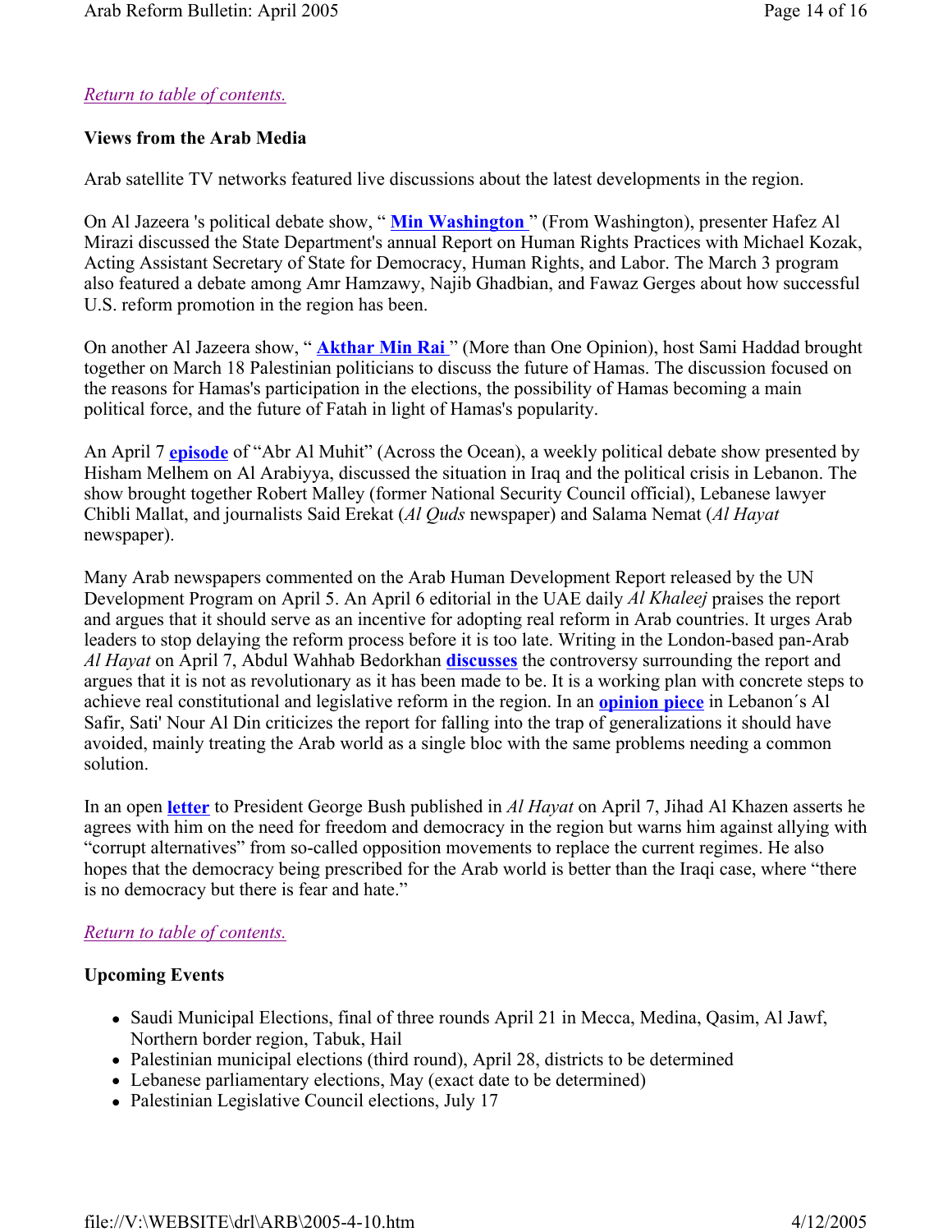*Return to table of contents.*

**Views from the Arab Media**

Arab satellite TV networks featured live discussions about the latest developments in the region.

On Al Jazeera 's political debate show, " **Min Washington** " (From Washington), presenter Hafez Al Mirazi discussed the State Department's annual Report on Human Rights Practices with Michael Kozak, Acting Assistant Secretary of State for Democracy, Human Rights, and Labor. The March 3 program also featured a debate among Amr Hamzawy, Najib Ghadbian, and Fawaz Gerges about how successful U.S. reform promotion in the region has been.

On another Al Jazeera show, " **Akthar Min Rai** " (More than One Opinion), host Sami Haddad brought together on March 18 Palestinian politicians to discuss the future of Hamas. The discussion focused on the reasons for Hamas's participation in the elections, the possibility of Hamas becoming a main political force, and the future of Fatah in light of Hamas's popularity.

An April 7 **episode** of "Abr Al Muhit" (Across the Ocean), a weekly political debate show presented by Hisham Melhem on Al Arabiyya, discussed the situation in Iraq and the political crisis in Lebanon. The show brought together Robert Malley (former National Security Council official), Lebanese lawyer Chibli Mallat, and journalists Said Erekat (*Al Quds* newspaper) and Salama Nemat (*Al Hayat* newspaper).

Many Arab newspapers commented on the Arab Human Development Report released by the UN Development Program on April 5. An April 6 editorial in the UAE daily *Al Khaleej* praises the report and argues that it should serve as an incentive for adopting real reform in Arab countries. It urges Arab leaders to stop delaying the reform process before it is too late. Writing in the London-based pan-Arab *Al Hayat* on April 7, Abdul Wahhab Bedorkhan **discusses** the controversy surrounding the report and argues that it is not as revolutionary as it has been made to be. It is a working plan with concrete steps to achieve real constitutional and legislative reform in the region. In an **opinion piece** in Lebanon´s Al Safir, Sati' Nour Al Din criticizes the report for falling into the trap of generalizations it should have avoided, mainly treating the Arab world as a single bloc with the same problems needing a common solution.

In an open **letter** to President George Bush published in *Al Hayat* on April 7, Jihad Al Khazen asserts he agrees with him on the need for freedom and democracy in the region but warns him against allying with "corrupt alternatives" from so-called opposition movements to replace the current regimes. He also hopes that the democracy being prescribed for the Arab world is better than the Iraqi case, where "there is no democracy but there is fear and hate."

*Return to table of contents.*

**Upcoming Events**

- Saudi Municipal Elections, final of three rounds April 21 in Mecca, Medina, Qasim, Al Jawf, Northern border region, Tabuk, Hail
- Palestinian municipal elections (third round), April 28, districts to be determined
- Lebanese parliamentary elections, May (exact date to be determined)
- Palestinian Legislative Council elections, July 17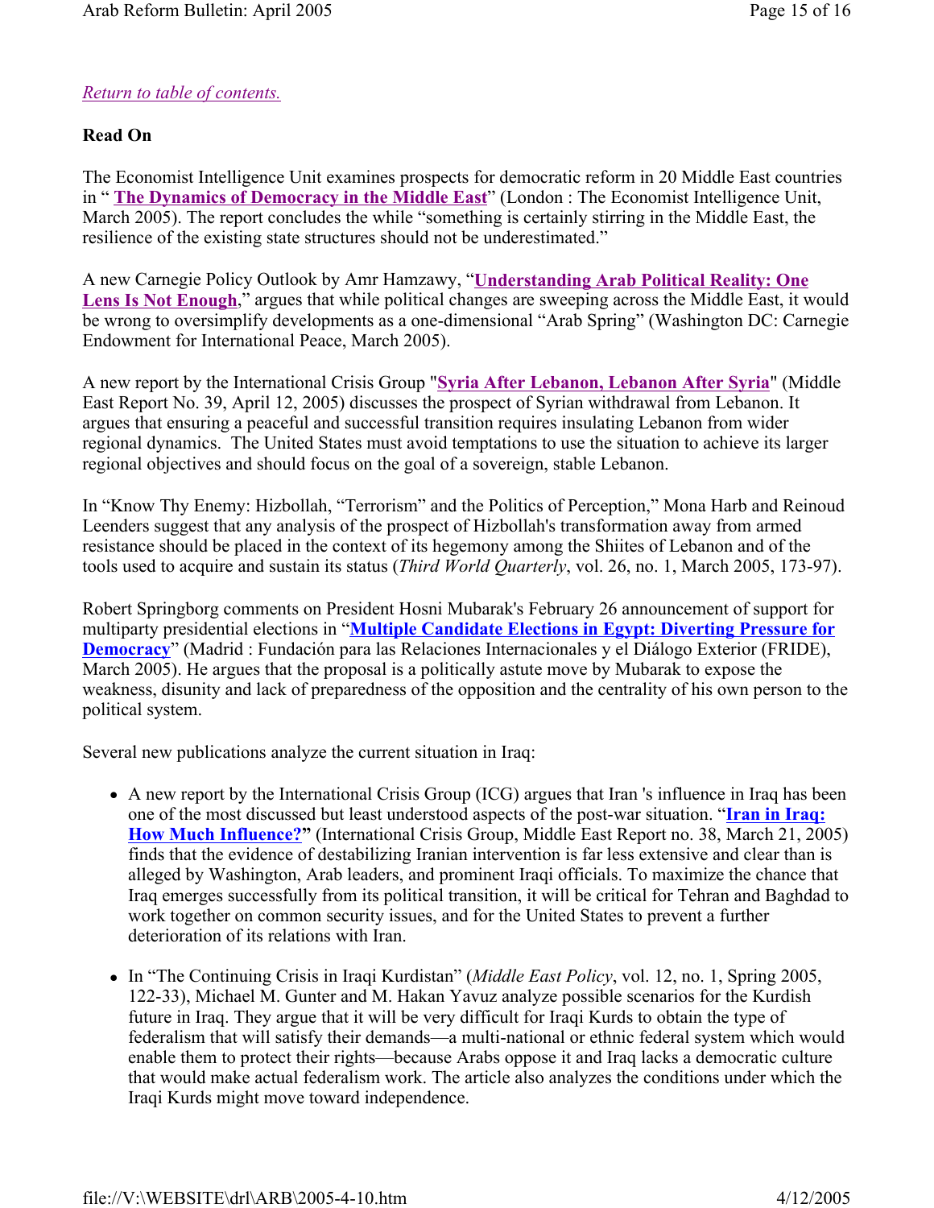*Return to table of contents.*

**Read On**

The Economist Intelligence Unit examines prospects for democratic reform in 20 Middle East countries in " **The Dynamics of Democracy in the Middle East**" (London : The Economist Intelligence Unit, March 2005). The report concludes the while "something is certainly stirring in the Middle East, the resilience of the existing state structures should not be underestimated."

A new Carnegie Policy Outlook by Amr Hamzawy, "**Understanding Arab Political Reality: One Lens Is Not Enough**," argues that while political changes are sweeping across the Middle East, it would be wrong to oversimplify developments as a one-dimensional "Arab Spring" (Washington DC: Carnegie Endowment for International Peace, March 2005).

A new report by the International Crisis Group "**Syria After Lebanon, Lebanon After Syria**" (Middle East Report No. 39, April 12, 2005) discusses the prospect of Syrian withdrawal from Lebanon. It argues that ensuring a peaceful and successful transition requires insulating Lebanon from wider regional dynamics. The United States must avoid temptations to use the situation to achieve its larger regional objectives and should focus on the goal of a sovereign, stable Lebanon.

In "Know Thy Enemy: Hizbollah, "Terrorism" and the Politics of Perception," Mona Harb and Reinoud Leenders suggest that any analysis of the prospect of Hizbollah's transformation away from armed resistance should be placed in the context of its hegemony among the Shiites of Lebanon and of the tools used to acquire and sustain its status (*Third World Quarterly*, vol. 26, no. 1, March 2005, 173-97).

Robert Springborg comments on President Hosni Mubarak's February 26 announcement of support for multiparty presidential elections in "**Multiple Candidate Elections in Egypt: Diverting Pressure for Democracy**" (Madrid : Fundación para las Relaciones Internacionales y el Diálogo Exterior (FRIDE), March 2005). He argues that the proposal is a politically astute move by Mubarak to expose the weakness, disunity and lack of preparedness of the opposition and the centrality of his own person to the political system.

Several new publications analyze the current situation in Iraq:

- A new report by the International Crisis Group (ICG) argues that Iran 's influence in Iraq has been one of the most discussed but least understood aspects of the post-war situation. "**Iran in Iraq: How Much Influence?**" (International Crisis Group, Middle East Report no. 38, March 21, 2005) finds that the evidence of destabilizing Iranian intervention is far less extensive and clear than is alleged by Washington, Arab leaders, and prominent Iraqi officials. To maximize the chance that Iraq emerges successfully from its political transition, it will be critical for Tehran and Baghdad to work together on common security issues, and for the United States to prevent a further deterioration of its relations with Iran.

- In "The Continuing Crisis in Iraqi Kurdistan" (*Middle East Policy*, vol. 12, no. 1, Spring 2005, 122-33), Michael M. Gunter and M. Hakan Yavuz analyze possible scenarios for the Kurdish future in Iraq. They argue that it will be very difficult for Iraqi Kurds to obtain the type of federalism that will satisfy their demands—a multi-national or ethnic federal system which would enable them to protect their rights—because Arabs oppose it and Iraq lacks a democratic culture that would make actual federalism work. The article also analyzes the conditions under which the Iraqi Kurds might move toward independence.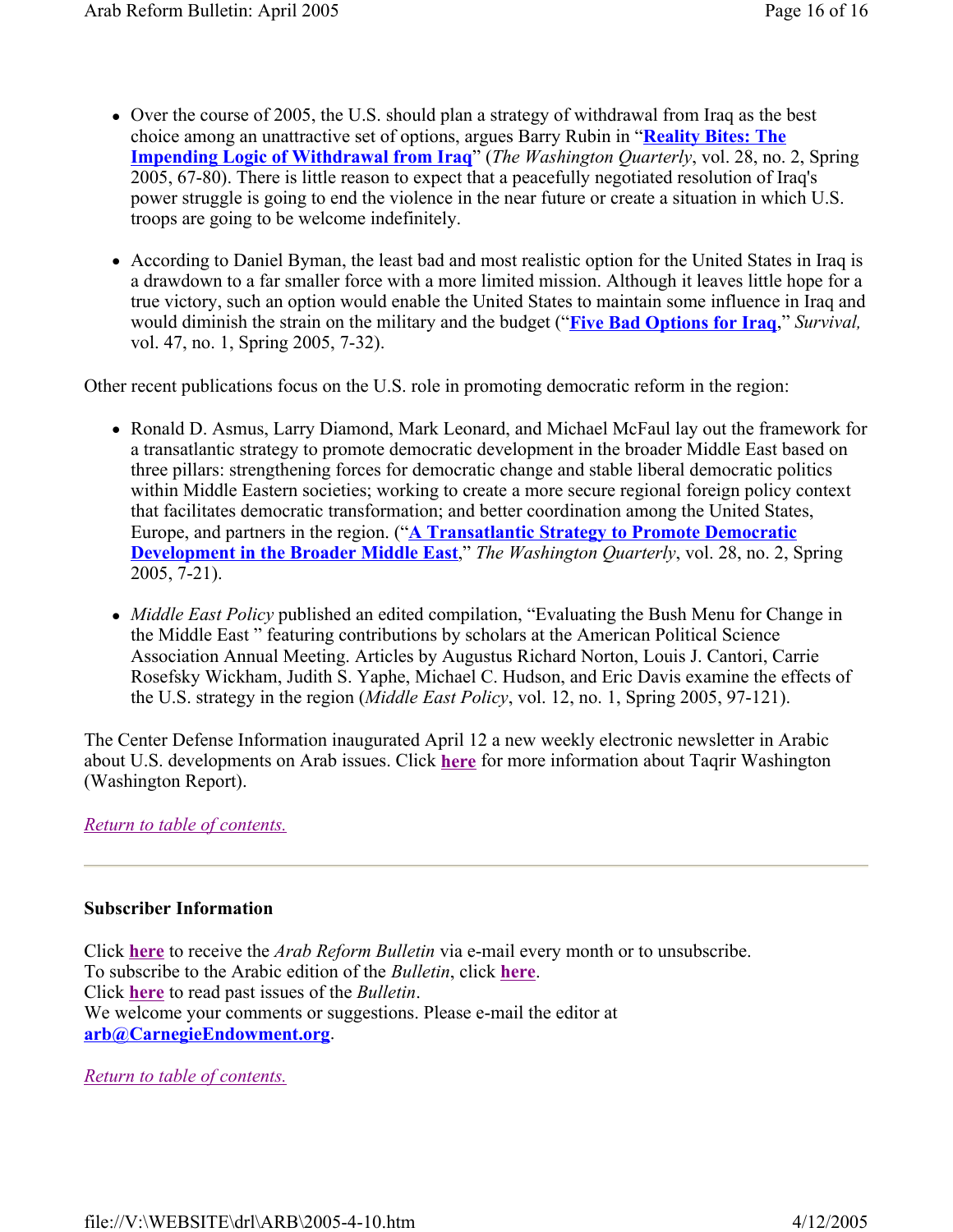- Over the course of 2005, the U.S. should plan a strategy of withdrawal from Iraq as the best choice among an unattractive set of options, argues Barry Rubin in "**Reality Bites: The Impending Logic of Withdrawal from Iraq**" (*The Washington Quarterly*, vol. 28, no. 2, Spring 2005, 67-80). There is little reason to expect that a peacefully negotiated resolution of Iraq's power struggle is going to end the violence in the near future or create a situation in which U.S. troops are going to be welcome indefinitely.

- According to Daniel Byman, the least bad and most realistic option for the United States in Iraq is a drawdown to a far smaller force with a more limited mission. Although it leaves little hope for a true victory, such an option would enable the United States to maintain some influence in Iraq and would diminish the strain on the military and the budget ("**Five Bad Options for Iraq**," *Survival,* vol. 47, no. 1, Spring 2005, 7-32).

Other recent publications focus on the U.S. role in promoting democratic reform in the region:

- Ronald D. Asmus, Larry Diamond, Mark Leonard, and Michael McFaul lay out the framework for a transatlantic strategy to promote democratic development in the broader Middle East based on three pillars: strengthening forces for democratic change and stable liberal democratic politics within Middle Eastern societies; working to create a more secure regional foreign policy context that facilitates democratic transformation; and better coordination among the United States, Europe, and partners in the region. ("**A Transatlantic Strategy to Promote Democratic Development in the Broader Middle East**," *The Washington Quarterly*, vol. 28, no. 2, Spring 2005, 7-21).

- *Middle East Policy* published an edited compilation, "Evaluating the Bush Menu for Change in the Middle East " featuring contributions by scholars at the American Political Science Association Annual Meeting. Articles by Augustus Richard Norton, Louis J. Cantori, Carrie Rosefsky Wickham, Judith S. Yaphe, Michael C. Hudson, and Eric Davis examine the effects of the U.S. strategy in the region (*Middle East Policy*, vol. 12, no. 1, Spring 2005, 97-121).

The Center Defense Information inaugurated April 12 a new weekly electronic newsletter in Arabic about U.S. developments on Arab issues. Click **here** for more information about Taqrir Washington (Washington Report).

*Return to table of contents.*

---

### Subscriber Information

Click **here** to receive the *Arab Reform Bulletin* via e-mail every month or to unsubscribe.
To subscribe to the Arabic edition of the *Bulletin*, click **here**.
Click **here** to read past issues of the *Bulletin*.
We welcome your comments or suggestions. Please e-mail the editor at **arb@CarnegieEndowment.org**.

*Return to table of contents.*